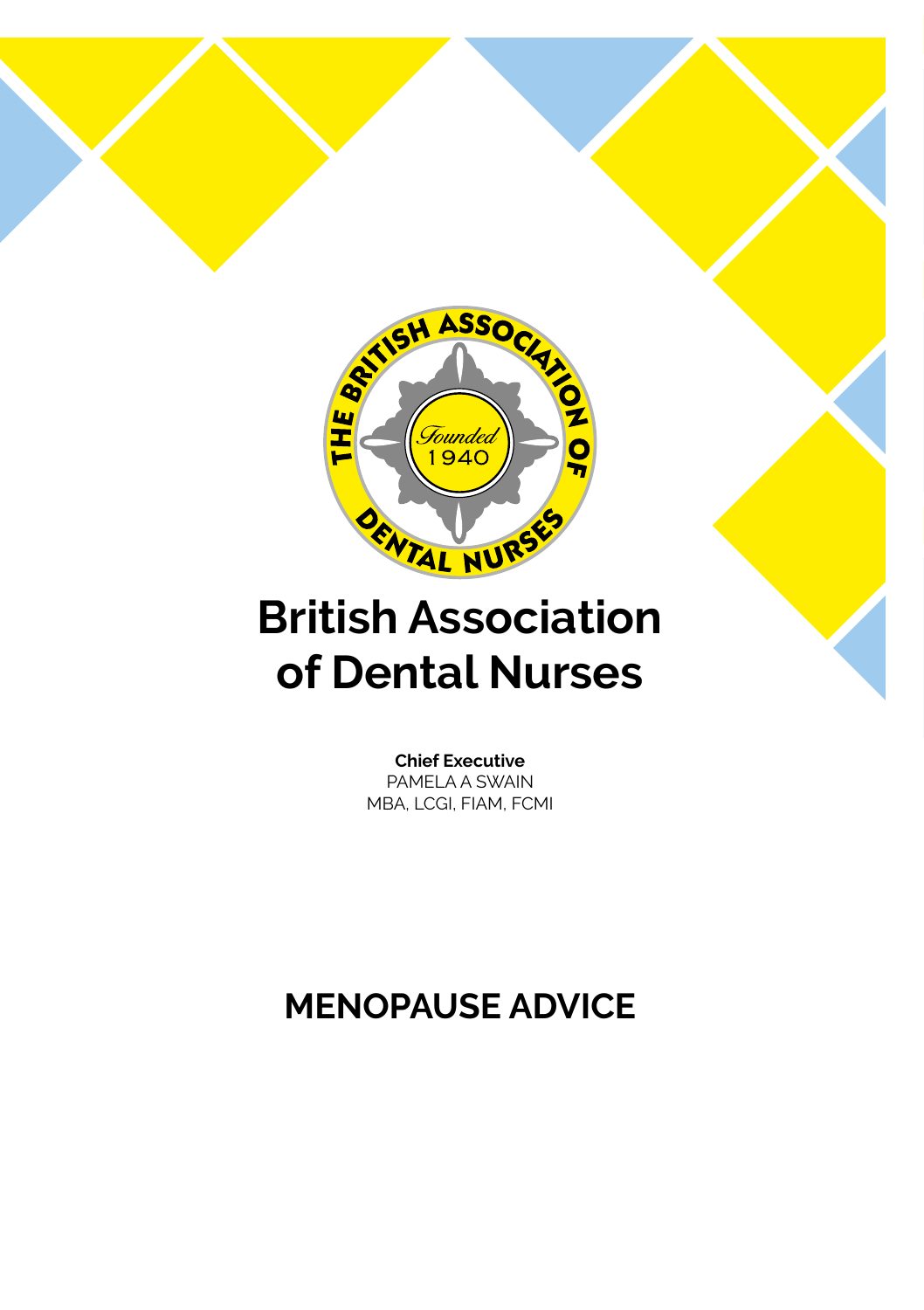# British Association of Dental Nurses

**Chief Executive**
PAMELA A SWAIN
MBA, LCGI, FIAM, FCMI

## MENOPAUSE ADVICE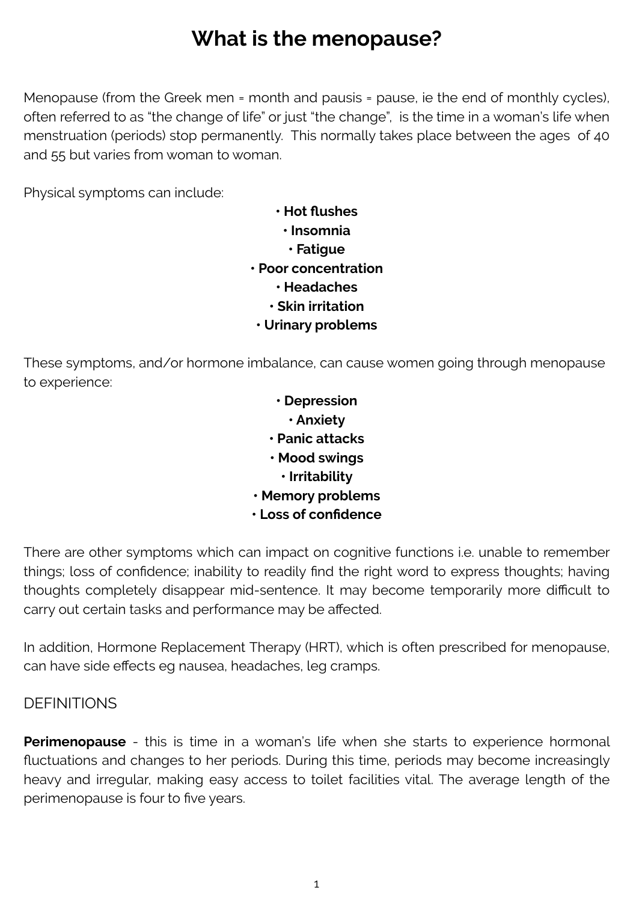# What is the menopause?

Menopause (from the Greek men = month and pausis = pause, ie the end of monthly cycles), often referred to as "the change of life" or just "the change", is the time in a woman's life when menstruation (periods) stop permanently. This normally takes place between the ages of 40 and 55 but varies from woman to woman.

Physical symptoms can include:

- **Hot flushes**
- **Insomnia**
- **Fatigue**
- **Poor concentration**
- **Headaches**
- **Skin irritation**
- **Urinary problems**

These symptoms, and/or hormone imbalance, can cause women going through menopause to experience:

- **Depression**
- **Anxiety**
- **Panic attacks**
- **Mood swings**
- **Irritability**
- **Memory problems**
- **Loss of confidence**

There are other symptoms which can impact on cognitive functions i.e. unable to remember things; loss of confidence; inability to readily find the right word to express thoughts; having thoughts completely disappear mid-sentence. It may become temporarily more difficult to carry out certain tasks and performance may be affected.

In addition, Hormone Replacement Therapy (HRT), which is often prescribed for menopause, can have side effects eg nausea, headaches, leg cramps.

## DEFINITIONS

**Perimenopause** - this is time in a woman's life when she starts to experience hormonal fluctuations and changes to her periods. During this time, periods may become increasingly heavy and irregular, making easy access to toilet facilities vital. The average length of the perimenopause is four to five years.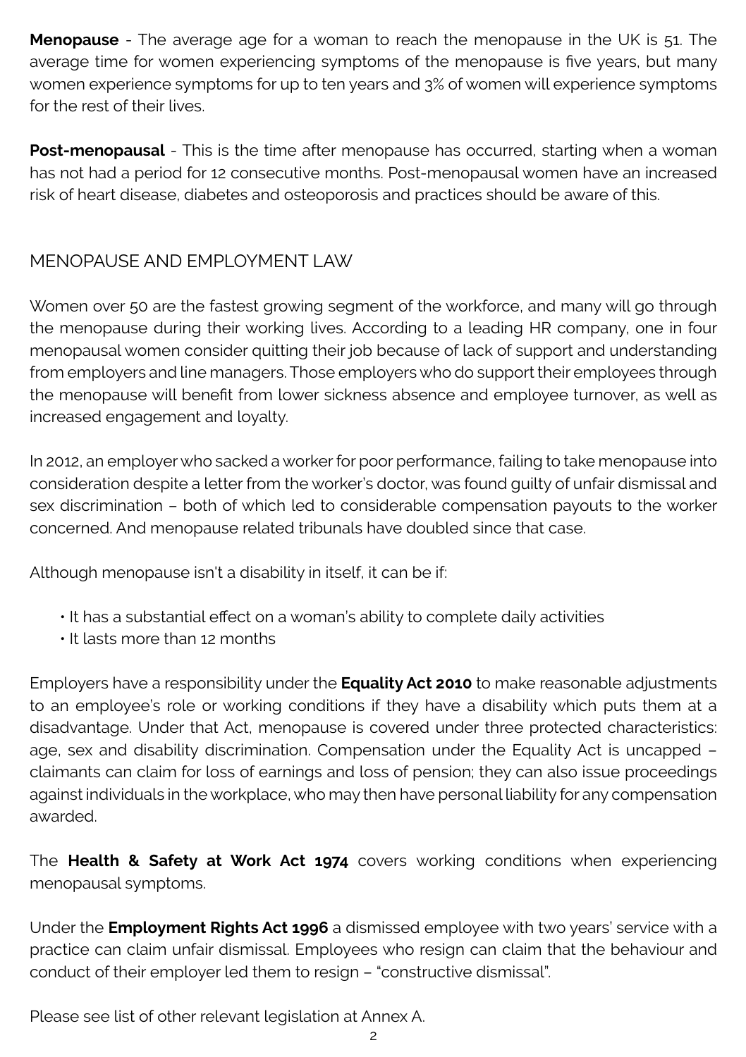**Menopause** - The average age for a woman to reach the menopause in the UK is 51. The average time for women experiencing symptoms of the menopause is five years, but many women experience symptoms for up to ten years and 3% of women will experience symptoms for the rest of their lives.

**Post-menopausal** - This is the time after menopause has occurred, starting when a woman has not had a period for 12 consecutive months. Post-menopausal women have an increased risk of heart disease, diabetes and osteoporosis and practices should be aware of this.

## MENOPAUSE AND EMPLOYMENT LAW

Women over 50 are the fastest growing segment of the workforce, and many will go through the menopause during their working lives. According to a leading HR company, one in four menopausal women consider quitting their job because of lack of support and understanding from employers and line managers. Those employers who do support their employees through the menopause will benefit from lower sickness absence and employee turnover, as well as increased engagement and loyalty.

In 2012, an employer who sacked a worker for poor performance, failing to take menopause into consideration despite a letter from the worker's doctor, was found guilty of unfair dismissal and sex discrimination – both of which led to considerable compensation payouts to the worker concerned. And menopause related tribunals have doubled since that case.

Although menopause isn't a disability in itself, it can be if:

- It has a substantial effect on a woman's ability to complete daily activities
- It lasts more than 12 months

Employers have a responsibility under the **Equality Act 2010** to make reasonable adjustments to an employee's role or working conditions if they have a disability which puts them at a disadvantage. Under that Act, menopause is covered under three protected characteristics: age, sex and disability discrimination. Compensation under the Equality Act is uncapped – claimants can claim for loss of earnings and loss of pension; they can also issue proceedings against individuals in the workplace, who may then have personal liability for any compensation awarded.

The **Health & Safety at Work Act 1974** covers working conditions when experiencing menopausal symptoms.

Under the **Employment Rights Act 1996** a dismissed employee with two years' service with a practice can claim unfair dismissal. Employees who resign can claim that the behaviour and conduct of their employer led them to resign – "constructive dismissal".

Please see list of other relevant legislation at Annex A.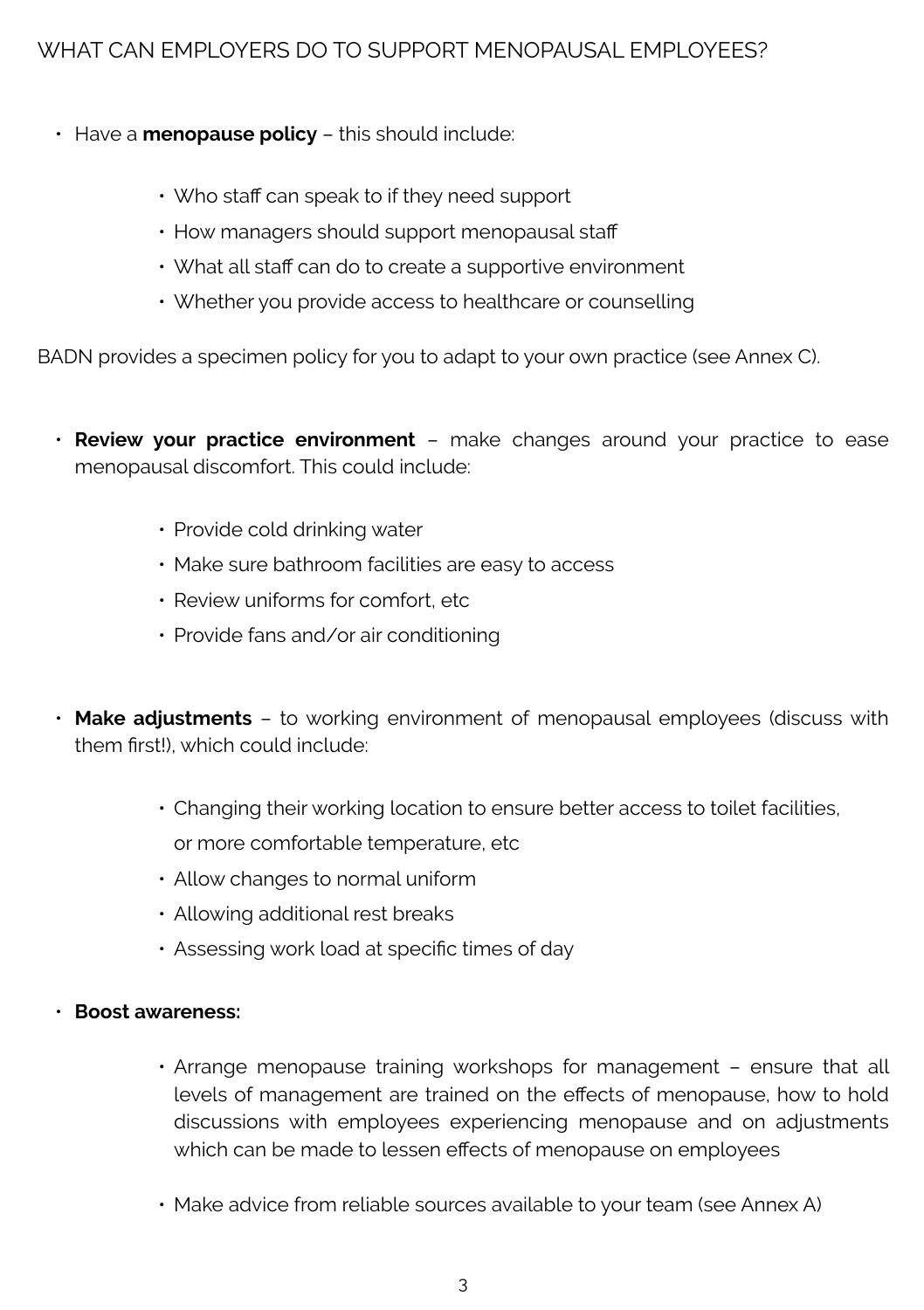## WHAT CAN EMPLOYERS DO TO SUPPORT MENOPAUSAL EMPLOYEES?

- Have a **menopause policy** – this should include:
    - Who staff can speak to if they need support
    - How managers should support menopausal staff
    - What all staff can do to create a supportive environment
    - Whether you provide access to healthcare or counselling

BADN provides a specimen policy for you to adapt to your own practice (see Annex C).

- **Review your practice environment** – make changes around your practice to ease menopausal discomfort. This could include:
    - Provide cold drinking water
    - Make sure bathroom facilities are easy to access
    - Review uniforms for comfort, etc
    - Provide fans and/or air conditioning

- **Make adjustments** – to working environment of menopausal employees (discuss with them first!), which could include:
    - Changing their working location to ensure better access to toilet facilities, or more comfortable temperature, etc
    - Allow changes to normal uniform
    - Allowing additional rest breaks
    - Assessing work load at specific times of day

- **Boost awareness:**
    - Arrange menopause training workshops for management – ensure that all levels of management are trained on the effects of menopause, how to hold discussions with employees experiencing menopause and on adjustments which can be made to lessen effects of menopause on employees
    - Make advice from reliable sources available to your team (see Annex A)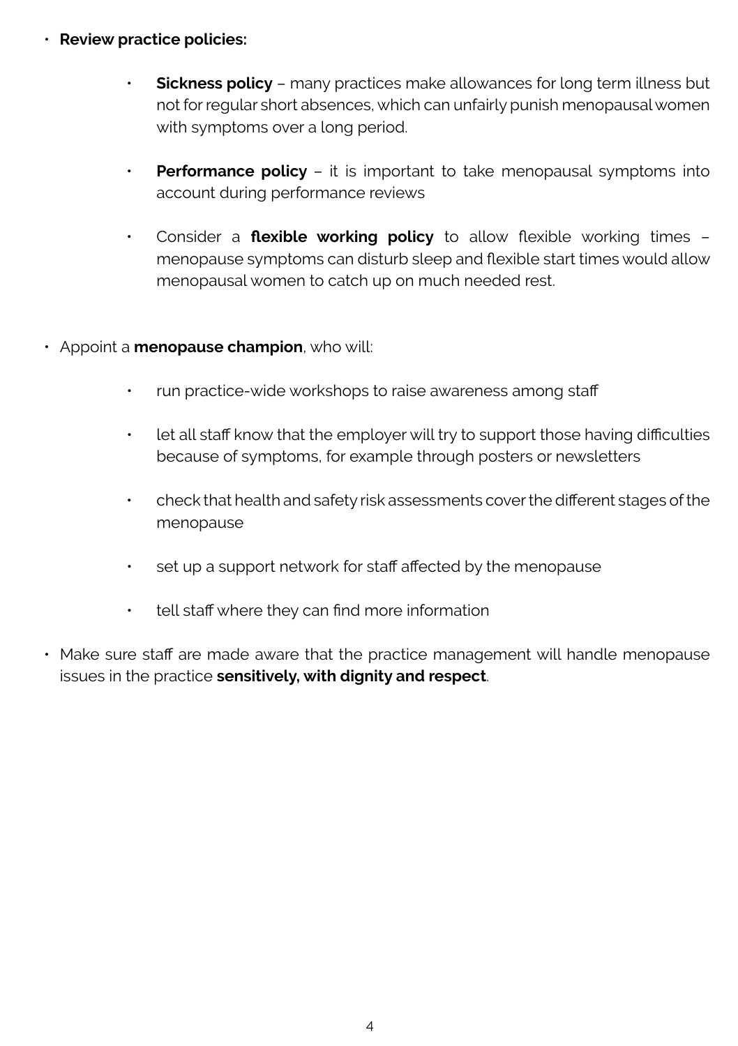- **Review practice policies:**
    - **Sickness policy** – many practices make allowances for long term illness but not for regular short absences, which can unfairly punish menopausal women with symptoms over a long period.
    - **Performance policy** – it is important to take menopausal symptoms into account during performance reviews
    - Consider a **flexible working policy** to allow flexible working times – menopause symptoms can disturb sleep and flexible start times would allow menopausal women to catch up on much needed rest.

- Appoint a **menopause champion**, who will:
    - run practice-wide workshops to raise awareness among staff
    - let all staff know that the employer will try to support those having difficulties because of symptoms, for example through posters or newsletters
    - check that health and safety risk assessments cover the different stages of the menopause
    - set up a support network for staff affected by the menopause
    - tell staff where they can find more information

- Make sure staff are made aware that the practice management will handle menopause issues in the practice **sensitively, with dignity and respect**.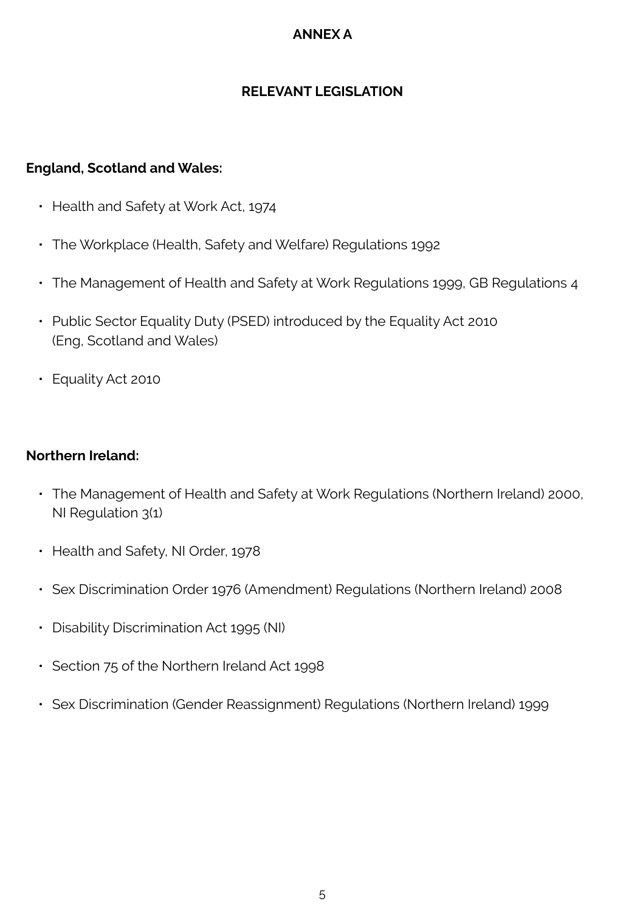# ANNEX A

## RELEVANT LEGISLATION

**England, Scotland and Wales:**

- Health and Safety at Work Act, 1974
- The Workplace (Health, Safety and Welfare) Regulations 1992
- The Management of Health and Safety at Work Regulations 1999, GB Regulations 4
- Public Sector Equality Duty (PSED) introduced by the Equality Act 2010 (Eng, Scotland and Wales)
- Equality Act 2010

**Northern Ireland:**

- The Management of Health and Safety at Work Regulations (Northern Ireland) 2000, NI Regulation 3(1)
- Health and Safety, NI Order, 1978
- Sex Discrimination Order 1976 (Amendment) Regulations (Northern Ireland) 2008
- Disability Discrimination Act 1995 (NI)
- Section 75 of the Northern Ireland Act 1998
- Sex Discrimination (Gender Reassignment) Regulations (Northern Ireland) 1999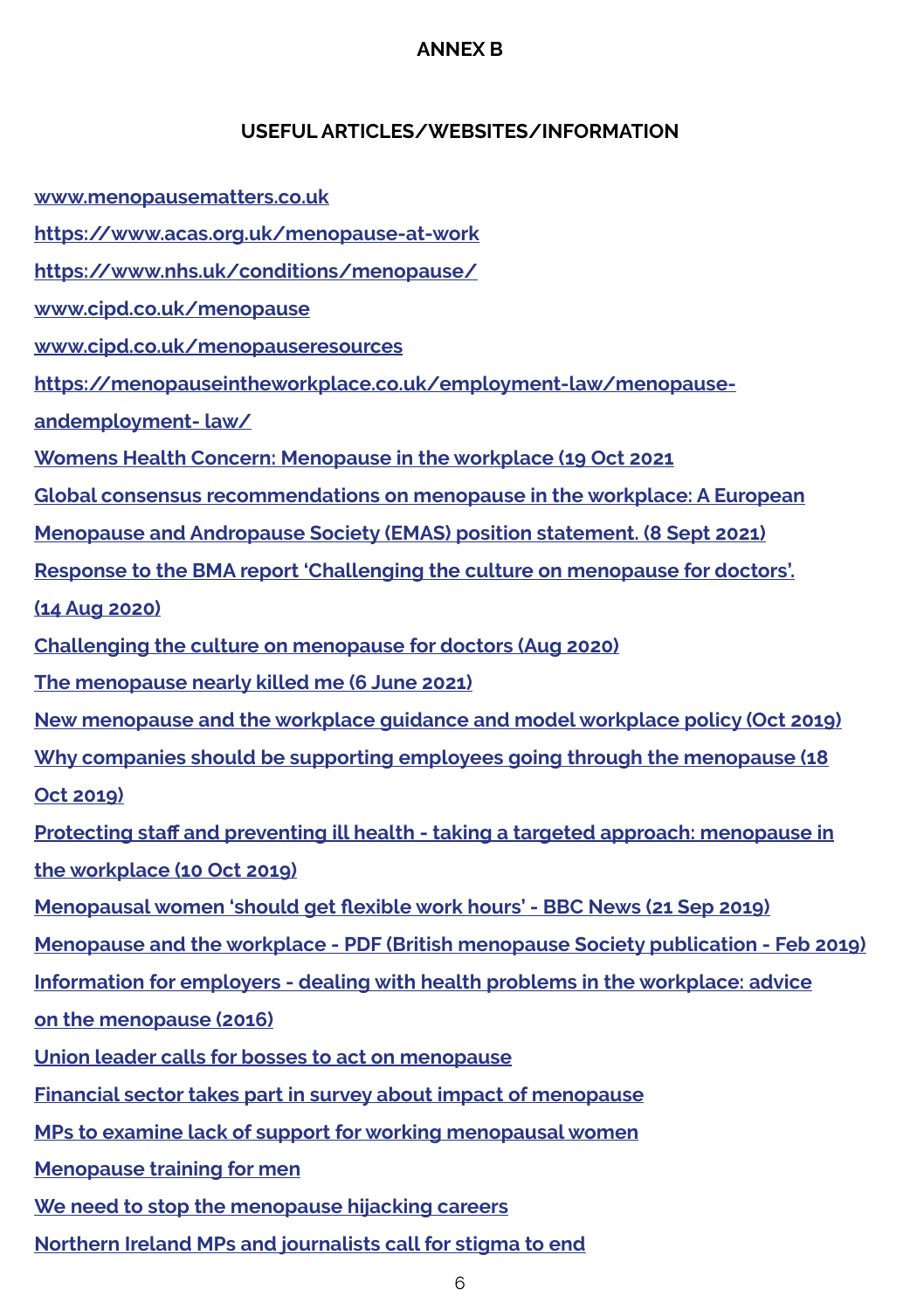**ANNEX B**

**USEFUL ARTICLES/WEBSITES/INFORMATION**

www.menopausematters.co.uk

https://www.acas.org.uk/menopause-at-work

https://www.nhs.uk/conditions/menopause/

www.cipd.co.uk/menopause

www.cipd.co.uk/menopauseresources

https://menopauseintheworkplace.co.uk/employment-law/menopause-andemployment- law/

Womens Health Concern: Menopause in the workplace (19 Oct 2021

Global consensus recommendations on menopause in the workplace: A European Menopause and Andropause Society (EMAS) position statement. (8 Sept 2021)

Response to the BMA report 'Challenging the culture on menopause for doctors'. (14 Aug 2020)

Challenging the culture on menopause for doctors (Aug 2020)

The menopause nearly killed me (6 June 2021)

New menopause and the workplace guidance and model workplace policy (Oct 2019)

Why companies should be supporting employees going through the menopause (18 Oct 2019)

Protecting staff and preventing ill health - taking a targeted approach: menopause in the workplace (10 Oct 2019)

Menopausal women 'should get flexible work hours' - BBC News (21 Sep 2019)

Menopause and the workplace - PDF (British menopause Society publication - Feb 2019)

Information for employers - dealing with health problems in the workplace: advice on the menopause (2016)

Union leader calls for bosses to act on menopause

Financial sector takes part in survey about impact of menopause

MPs to examine lack of support for working menopausal women

Menopause training for men

We need to stop the menopause hijacking careers

Northern Ireland MPs and journalists call for stigma to end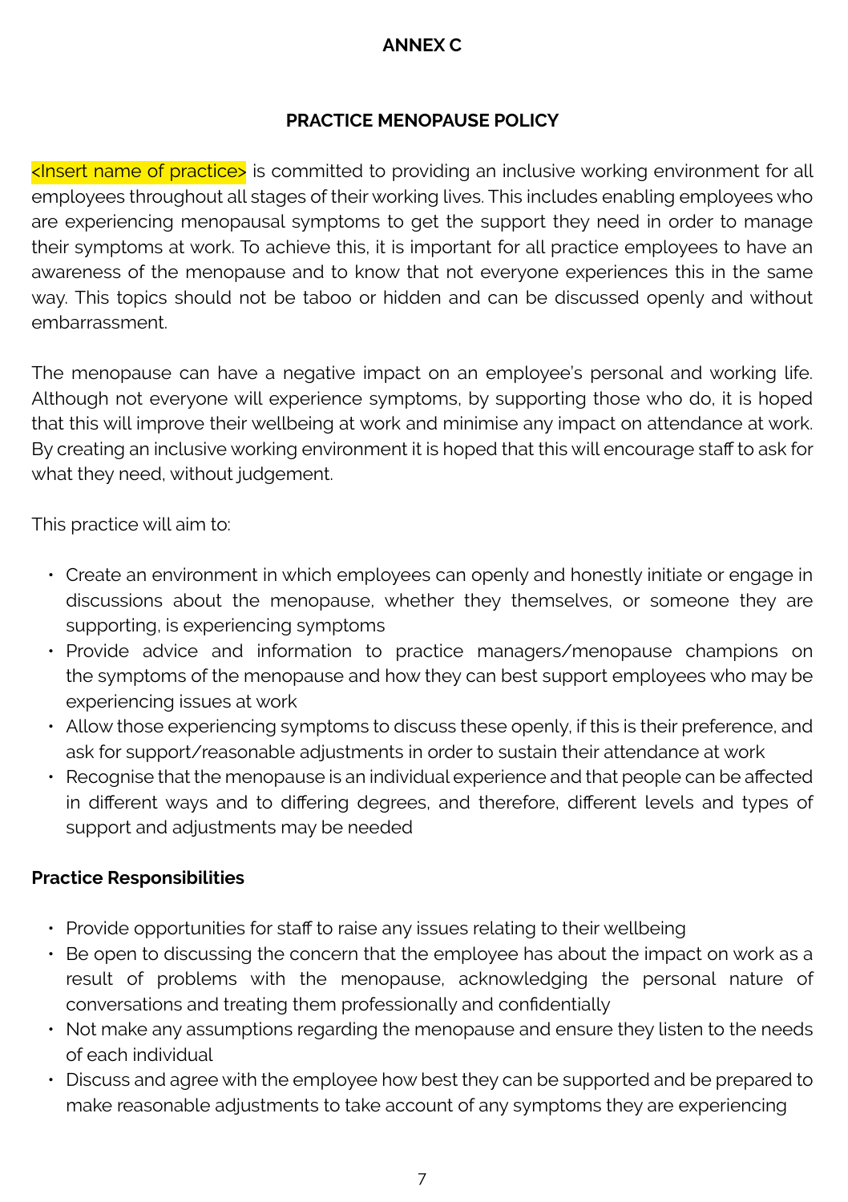**ANNEX C**

**PRACTICE MENOPAUSE POLICY**

<Insert name of practice> is committed to providing an inclusive working environment for all employees throughout all stages of their working lives. This includes enabling employees who are experiencing menopausal symptoms to get the support they need in order to manage their symptoms at work. To achieve this, it is important for all practice employees to have an awareness of the menopause and to know that not everyone experiences this in the same way. This topics should not be taboo or hidden and can be discussed openly and without embarrassment.

The menopause can have a negative impact on an employee's personal and working life. Although not everyone will experience symptoms, by supporting those who do, it is hoped that this will improve their wellbeing at work and minimise any impact on attendance at work. By creating an inclusive working environment it is hoped that this will encourage staff to ask for what they need, without judgement.

This practice will aim to:

- Create an environment in which employees can openly and honestly initiate or engage in discussions about the menopause, whether they themselves, or someone they are supporting, is experiencing symptoms
- Provide advice and information to practice managers/menopause champions on the symptoms of the menopause and how they can best support employees who may be experiencing issues at work
- Allow those experiencing symptoms to discuss these openly, if this is their preference, and ask for support/reasonable adjustments in order to sustain their attendance at work
- Recognise that the menopause is an individual experience and that people can be affected in different ways and to differing degrees, and therefore, different levels and types of support and adjustments may be needed

**Practice Responsibilities**

- Provide opportunities for staff to raise any issues relating to their wellbeing
- Be open to discussing the concern that the employee has about the impact on work as a result of problems with the menopause, acknowledging the personal nature of conversations and treating them professionally and confidentially
- Not make any assumptions regarding the menopause and ensure they listen to the needs of each individual
- Discuss and agree with the employee how best they can be supported and be prepared to make reasonable adjustments to take account of any symptoms they are experiencing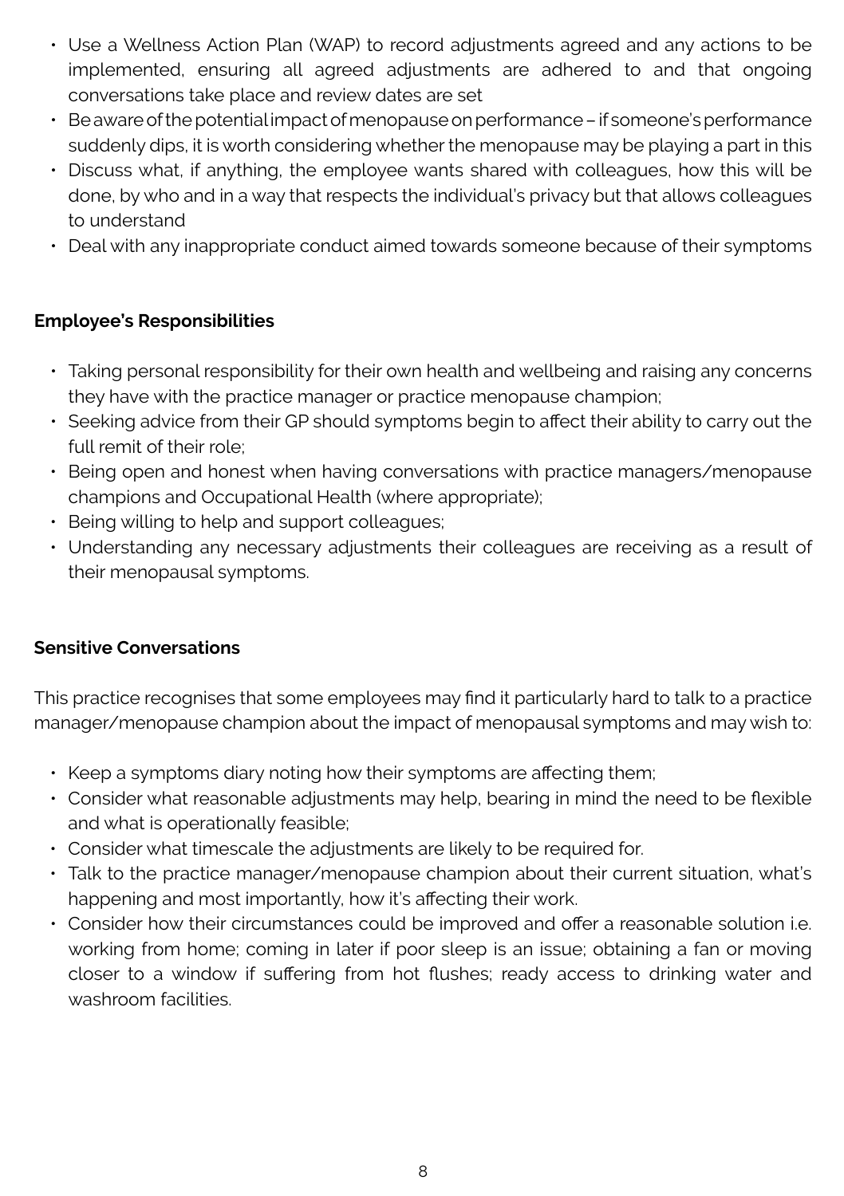- Use a Wellness Action Plan (WAP) to record adjustments agreed and any actions to be implemented, ensuring all agreed adjustments are adhered to and that ongoing conversations take place and review dates are set
- Be aware of the potential impact of menopause on performance – if someone's performance suddenly dips, it is worth considering whether the menopause may be playing a part in this
- Discuss what, if anything, the employee wants shared with colleagues, how this will be done, by who and in a way that respects the individual's privacy but that allows colleagues to understand
- Deal with any inappropriate conduct aimed towards someone because of their symptoms

**Employee's Responsibilities**

- Taking personal responsibility for their own health and wellbeing and raising any concerns they have with the practice manager or practice menopause champion;
- Seeking advice from their GP should symptoms begin to affect their ability to carry out the full remit of their role;
- Being open and honest when having conversations with practice managers/menopause champions and Occupational Health (where appropriate);
- Being willing to help and support colleagues;
- Understanding any necessary adjustments their colleagues are receiving as a result of their menopausal symptoms.

**Sensitive Conversations**

This practice recognises that some employees may find it particularly hard to talk to a practice manager/menopause champion about the impact of menopausal symptoms and may wish to:

- Keep a symptoms diary noting how their symptoms are affecting them;
- Consider what reasonable adjustments may help, bearing in mind the need to be flexible and what is operationally feasible;
- Consider what timescale the adjustments are likely to be required for.
- Talk to the practice manager/menopause champion about their current situation, what's happening and most importantly, how it's affecting their work.
- Consider how their circumstances could be improved and offer a reasonable solution i.e. working from home; coming in later if poor sleep is an issue; obtaining a fan or moving closer to a window if suffering from hot flushes; ready access to drinking water and washroom facilities.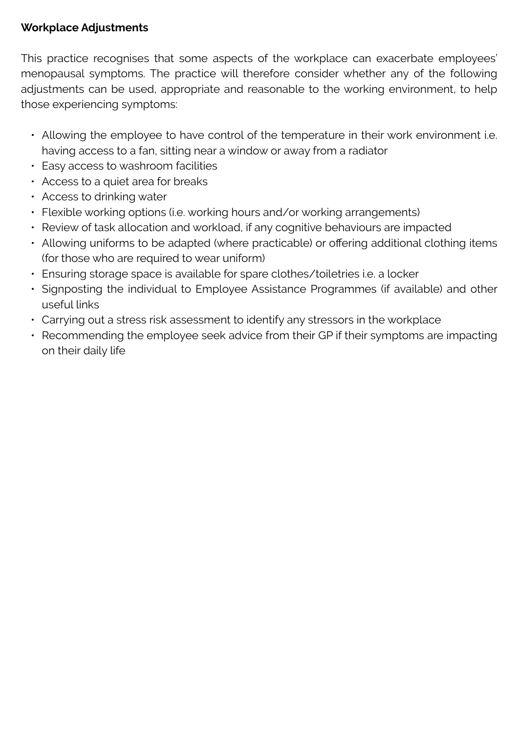**Workplace Adjustments**

This practice recognises that some aspects of the workplace can exacerbate employees' menopausal symptoms. The practice will therefore consider whether any of the following adjustments can be used, appropriate and reasonable to the working environment, to help those experiencing symptoms:

- Allowing the employee to have control of the temperature in their work environment i.e. having access to a fan, sitting near a window or away from a radiator
- Easy access to washroom facilities
- Access to a quiet area for breaks
- Access to drinking water
- Flexible working options (i.e. working hours and/or working arrangements)
- Review of task allocation and workload, if any cognitive behaviours are impacted
- Allowing uniforms to be adapted (where practicable) or offering additional clothing items (for those who are required to wear uniform)
- Ensuring storage space is available for spare clothes/toiletries i.e. a locker
- Signposting the individual to Employee Assistance Programmes (if available) and other useful links
- Carrying out a stress risk assessment to identify any stressors in the workplace
- Recommending the employee seek advice from their GP if their symptoms are impacting on their daily life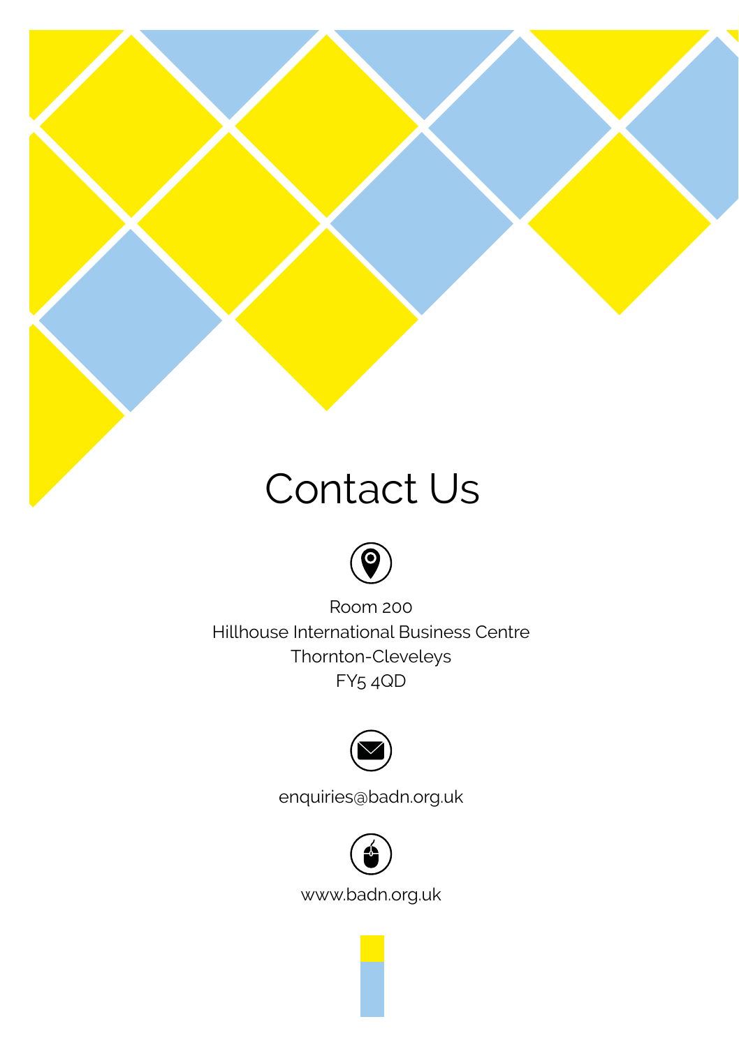# Contact Us

Room 200
Hillhouse International Business Centre
Thornton-Cleveleys
FY5 4QD

enquiries@badn.org.uk

www.badn.org.uk